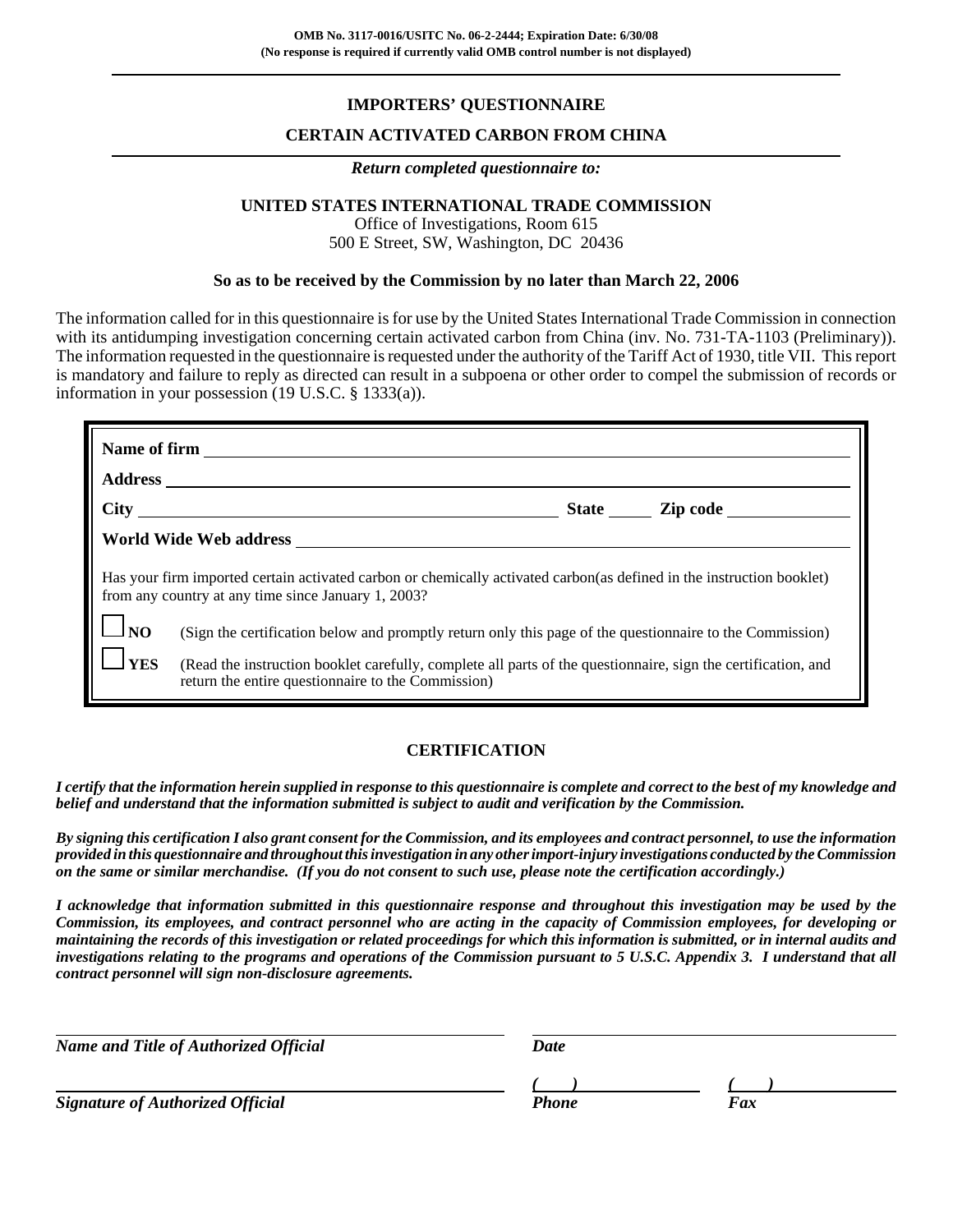**OMB No. 3117-0016/USITC No. 06-2-2444; Expiration Date: 6/30/08**
**(No response is required if currently valid OMB control number is not displayed)**

# IMPORTERS' QUESTIONNAIRE

## CERTAIN ACTIVATED CARBON FROM CHINA

***Return completed questionnaire to:***

**UNITED STATES INTERNATIONAL TRADE COMMISSION**
Office of Investigations, Room 615
500 E Street, SW, Washington, DC 20436

**So as to be received by the Commission by no later than March 22, 2006**

The information called for in this questionnaire is for use by the United States International Trade Commission in connection with its antidumping investigation concerning certain activated carbon from China (inv. No. 731-TA-1103 (Preliminary)). The information requested in the questionnaire is requested under the authority of the Tariff Act of 1930, title VII. This report is mandatory and failure to reply as directed can result in a subpoena or other order to compel the submission of records or information in your possession (19 U.S.C. § 1333(a)).

**Name of firm** ______________________________

**Address** ______________________________

**City** ____________________ **State** _____ **Zip code** __________

**World Wide Web address** ______________________________

Has your firm imported certain activated carbon or chemically activated carbon(as defined in the instruction booklet) from any country at any time since January 1, 2003?

☐ **NO** (Sign the certification below and promptly return only this page of the questionnaire to the Commission)

☐ **YES** (Read the instruction booklet carefully, complete all parts of the questionnaire, sign the certification, and return the entire questionnaire to the Commission)

## CERTIFICATION

***I certify that the information herein supplied in response to this questionnaire is complete and correct to the best of my knowledge and belief and understand that the information submitted is subject to audit and verification by the Commission.***

***By signing this certification I also grant consent for the Commission, and its employees and contract personnel, to use the information provided in this questionnaire and throughout this investigation in any other import-injury investigations conducted by the Commission on the same or similar merchandise. (If you do not consent to such use, please note the certification accordingly.)***

***I acknowledge that information submitted in this questionnaire response and throughout this investigation may be used by the Commission, its employees, and contract personnel who are acting in the capacity of Commission employees, for developing or maintaining the records of this investigation or related proceedings for which this information is submitted, or in internal audits and investigations relating to the programs and operations of the Commission pursuant to 5 U.S.C. Appendix 3. I understand that all contract personnel will sign non-disclosure agreements.***

______________________________ ______________________________
***Name and Title of Authorized Official*** ***Date***

______________________________ ***( )*** __________ ***( )*** __________
***Signature of Authorized Official*** ***Phone*** ***Fax***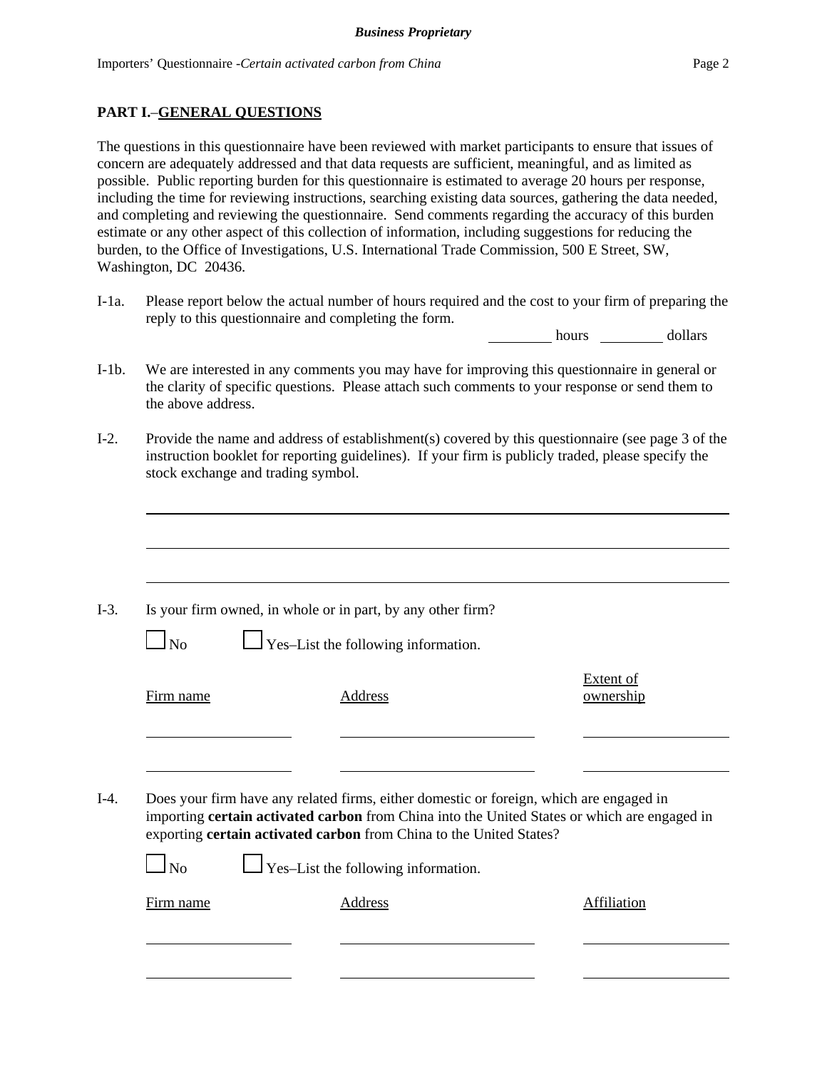## PART I.–GENERAL QUESTIONS

The questions in this questionnaire have been reviewed with market participants to ensure that issues of concern are adequately addressed and that data requests are sufficient, meaningful, and as limited as possible. Public reporting burden for this questionnaire is estimated to average 20 hours per response, including the time for reviewing instructions, searching existing data sources, gathering the data needed, and completing and reviewing the questionnaire. Send comments regarding the accuracy of this burden estimate or any other aspect of this collection of information, including suggestions for reducing the burden, to the Office of Investigations, U.S. International Trade Commission, 500 E Street, SW, Washington, DC 20436.

I-1a. Please report below the actual number of hours required and the cost to your firm of preparing the reply to this questionnaire and completing the form.

_________ hours _________ dollars

I-1b. We are interested in any comments you may have for improving this questionnaire in general or the clarity of specific questions. Please attach such comments to your response or send them to the above address.

I-2. Provide the name and address of establishment(s) covered by this questionnaire (see page 3 of the instruction booklet for reporting guidelines). If your firm is publicly traded, please specify the stock exchange and trading symbol.

_______________________________________________

_______________________________________________

_______________________________________________

I-3. Is your firm owned, in whole or in part, by any other firm?

☐ No ☐ Yes–List the following information.

| Firm name | Address | Extent of ownership |
|---|---|---|
| | | |
| | | |

I-4. Does your firm have any related firms, either domestic or foreign, which are engaged in importing **certain activated carbon** from China into the United States or which are engaged in exporting **certain activated carbon** from China to the United States?

☐ No ☐ Yes–List the following information.

| Firm name | Address | Affiliation |
|---|---|---|
| | | |
| | | |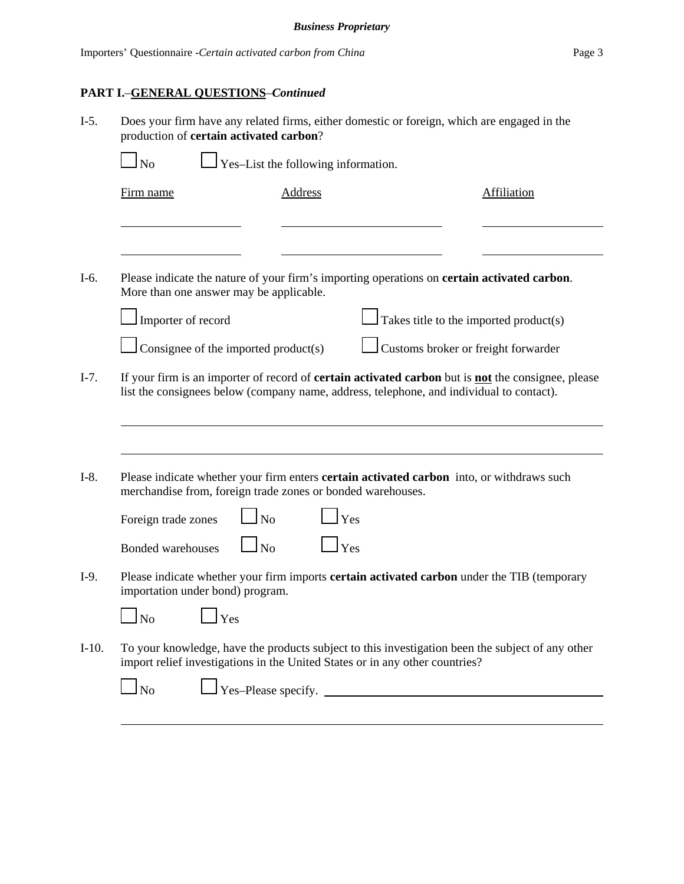## PART I.–GENERAL QUESTIONS–*Continued*

I-5. Does your firm have any related firms, either domestic or foreign, which are engaged in the production of **certain activated carbon**?

☐ No ☐ Yes–List the following information.

| Firm name | Address | Affiliation |
| --- | --- | --- |
| | | |
| | | |

I-6. Please indicate the nature of your firm's importing operations on **certain activated carbon**. More than one answer may be applicable.

☐ Importer of record ☐ Takes title to the imported product(s)

☐ Consignee of the imported product(s) ☐ Customs broker or freight forwarder

I-7. If your firm is an importer of record of **certain activated carbon** but is **not** the consignee, please list the consignees below (company name, address, telephone, and individual to contact).

I-8. Please indicate whether your firm enters **certain activated carbon** into, or withdraws such merchandise from, foreign trade zones or bonded warehouses.

Foreign trade zones ☐ No ☐ Yes

Bonded warehouses ☐ No ☐ Yes

I-9. Please indicate whether your firm imports **certain activated carbon** under the TIB (temporary importation under bond) program.

☐ No ☐ Yes

I-10. To your knowledge, have the products subject to this investigation been the subject of any other import relief investigations in the United States or in any other countries?

☐ No ☐ Yes–Please specify. ______________________________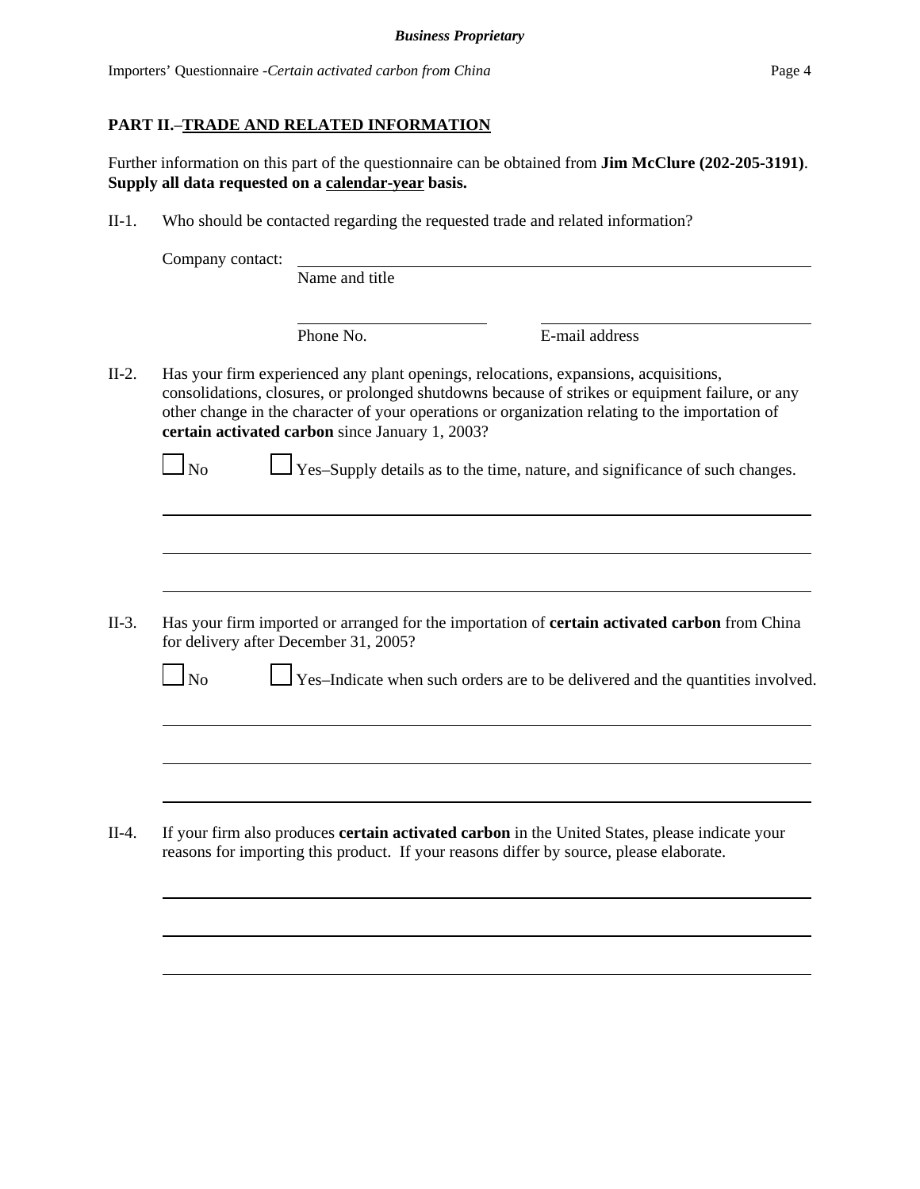## PART II.–TRADE AND RELATED INFORMATION

Further information on this part of the questionnaire can be obtained from **Jim McClure (202-205-3191)**. **Supply all data requested on a calendar-year basis.**

II-1. Who should be contacted regarding the requested trade and related information?

Company contact: ______________________________________________
Name and title

______________________ ______________________
Phone No. E-mail address

II-2. Has your firm experienced any plant openings, relocations, expansions, acquisitions, consolidations, closures, or prolonged shutdowns because of strikes or equipment failure, or any other change in the character of your operations or organization relating to the importation of **certain activated carbon** since January 1, 2003?

☐ No ☐ Yes–Supply details as to the time, nature, and significance of such changes.

______________________________________________

______________________________________________

______________________________________________

II-3. Has your firm imported or arranged for the importation of **certain activated carbon** from China for delivery after December 31, 2005?

☐ No ☐ Yes–Indicate when such orders are to be delivered and the quantities involved.

______________________________________________

______________________________________________

______________________________________________

II-4. If your firm also produces **certain activated carbon** in the United States, please indicate your reasons for importing this product. If your reasons differ by source, please elaborate.

______________________________________________

______________________________________________

______________________________________________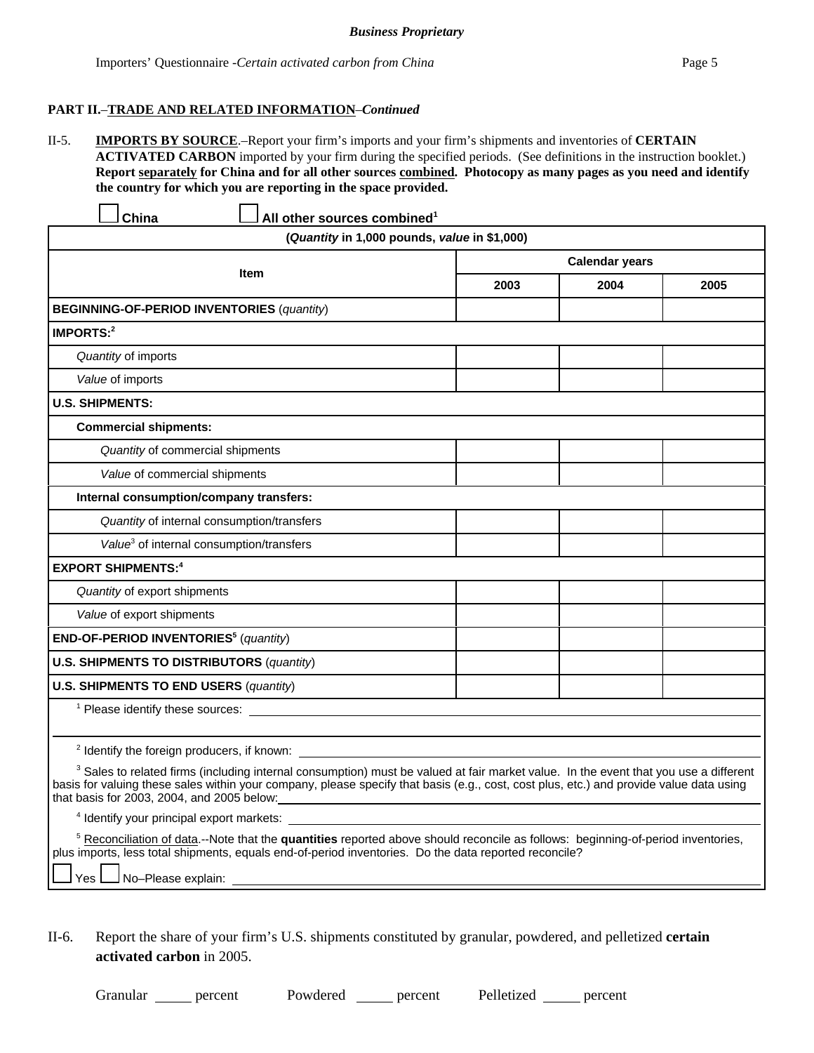**PART II.**–**TRADE AND RELATED INFORMATION**–*Continued*

II-5. **IMPORTS BY SOURCE**.–Report your firm's imports and your firm's shipments and inventories of **CERTAIN ACTIVATED CARBON** imported by your firm during the specified periods. (See definitions in the instruction booklet.) **Report separately for China and for all other sources combined. Photocopy as many pages as you need and identify the country for which you are reporting in the space provided.**

☐ **China** ☐ **All other sources combined**[1]

| (*Quantity* in 1,000 pounds, *value* in $1,000) | | | |
|---|---|---|---|
| **Item** | **Calendar years** | | |
| | **2003** | **2004** | **2005** |
| **BEGINNING-OF-PERIOD INVENTORIES** (*quantity*) | | | |
| **IMPORTS:**[2] | | | |
| *Quantity* of imports | | | |
| *Value* of imports | | | |
| **U.S. SHIPMENTS:** | | | |
| **Commercial shipments:** | | | |
| *Quantity* of commercial shipments | | | |
| *Value* of commercial shipments | | | |
| **Internal consumption/company transfers:** | | | |
| *Quantity* of internal consumption/transfers | | | |
| *Value*[3] of internal consumption/transfers | | | |
| **EXPORT SHIPMENTS:**[4] | | | |
| *Quantity* of export shipments | | | |
| *Value* of export shipments | | | |
| **END-OF-PERIOD INVENTORIES**[5] (*quantity*) | | | |
| **U.S. SHIPMENTS TO DISTRIBUTORS** (*quantity*) | | | |
| **U.S. SHIPMENTS TO END USERS** (*quantity*) | | | |

[1] Please identify these sources: \_\_\_\_\_\_\_\_\_\_\_\_\_\_\_\_\_\_\_\_

[2] Identify the foreign producers, if known: \_\_\_\_\_\_\_\_\_\_\_\_\_\_\_\_\_\_\_\_

[3] Sales to related firms (including internal consumption) must be valued at fair market value. In the event that you use a different basis for valuing these sales within your company, please specify that basis (e.g., cost, cost plus, etc.) and provide value data using that basis for 2003, 2004, and 2005 below: \_\_\_\_\_\_\_\_\_\_\_\_\_\_\_\_\_\_\_\_

[4] Identify your principal export markets: \_\_\_\_\_\_\_\_\_\_\_\_\_\_\_\_\_\_\_\_

[5] Reconciliation of data.--Note that the **quantities** reported above should reconcile as follows: beginning-of-period inventories, plus imports, less total shipments, equals end-of-period inventories. Do the data reported reconcile?

☐ Yes ☐ No–Please explain: \_\_\_\_\_\_\_\_\_\_\_\_\_\_\_\_\_\_\_\_

II-6. Report the share of your firm's U.S. shipments constituted by granular, powdered, and pelletized **certain activated carbon** in 2005.

Granular \_\_\_\_\_ percent Powdered \_\_\_\_\_ percent Pelletized \_\_\_\_\_ percent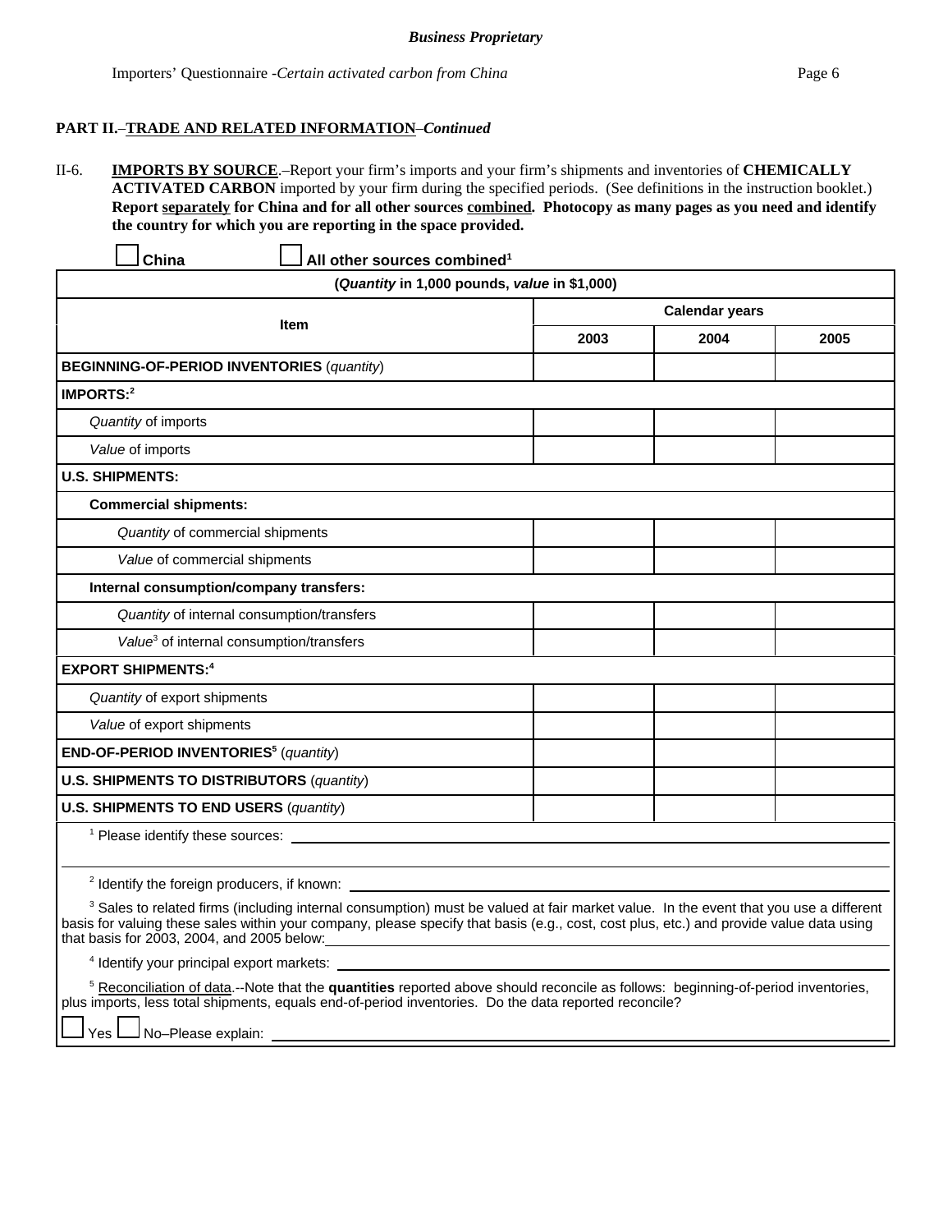**Business Proprietary**

Importers' Questionnaire -*Certain activated carbon from China*

**PART II.–TRADE AND RELATED INFORMATION–*Continued***

II-6. **IMPORTS BY SOURCE**.–Report your firm's imports and your firm's shipments and inventories of **CHEMICALLY ACTIVATED CARBON** imported by your firm during the specified periods. (See definitions in the instruction booklet.) **Report separately for China and for all other sources combined. Photocopy as many pages as you need and identify the country for which you are reporting in the space provided.**

☐ **China** ☐ **All other sources combined**[1]

| (*Quantity* in 1,000 pounds, *value* in $1,000) | | | |
|---|---|---|---|
| **Item** | **Calendar years** | | |
| | **2003** | **2004** | **2005** |
| **BEGINNING-OF-PERIOD INVENTORIES** (*quantity*) | | | |
| **IMPORTS:**[2] | | | |
| *Quantity* of imports | | | |
| *Value* of imports | | | |
| **U.S. SHIPMENTS:** | | | |
| **Commercial shipments:** | | | |
| *Quantity* of commercial shipments | | | |
| *Value* of commercial shipments | | | |
| **Internal consumption/company transfers:** | | | |
| *Quantity* of internal consumption/transfers | | | |
| *Value*[3] of internal consumption/transfers | | | |
| **EXPORT SHIPMENTS:**[4] | | | |
| *Quantity* of export shipments | | | |
| *Value* of export shipments | | | |
| **END-OF-PERIOD INVENTORIES**[5] (*quantity*) | | | |
| **U.S. SHIPMENTS TO DISTRIBUTORS** (*quantity*) | | | |
| **U.S. SHIPMENTS TO END USERS** (*quantity*) | | | |

[1] Please identify these sources: \_\_\_\_\_\_\_\_\_\_\_\_\_\_\_\_\_\_\_\_\_\_\_\_\_\_\_\_\_\_\_\_\_\_\_\_\_\_\_\_

[2] Identify the foreign producers, if known: \_\_\_\_\_\_\_\_\_\_\_\_\_\_\_\_\_\_\_\_\_\_\_\_\_\_\_\_\_\_\_\_\_\_\_\_\_\_\_\_

[3] Sales to related firms (including internal consumption) must be valued at fair market value. In the event that you use a different basis for valuing these sales within your company, please specify that basis (e.g., cost, cost plus, etc.) and provide value data using that basis for 2003, 2004, and 2005 below: \_\_\_\_\_\_\_\_\_\_\_\_\_\_\_\_\_\_\_\_

[4] Identify your principal export markets: \_\_\_\_\_\_\_\_\_\_\_\_\_\_\_\_\_\_\_\_\_\_\_\_\_\_\_\_\_\_\_\_\_\_\_\_\_\_\_\_

[5] Reconciliation of data.--Note that the **quantities** reported above should reconcile as follows: beginning-of-period inventories, plus imports, less total shipments, equals end-of-period inventories. Do the data reported reconcile?

☐ Yes ☐ No–Please explain: \_\_\_\_\_\_\_\_\_\_\_\_\_\_\_\_\_\_\_\_\_\_\_\_\_\_\_\_\_\_\_\_\_\_\_\_\_\_\_\_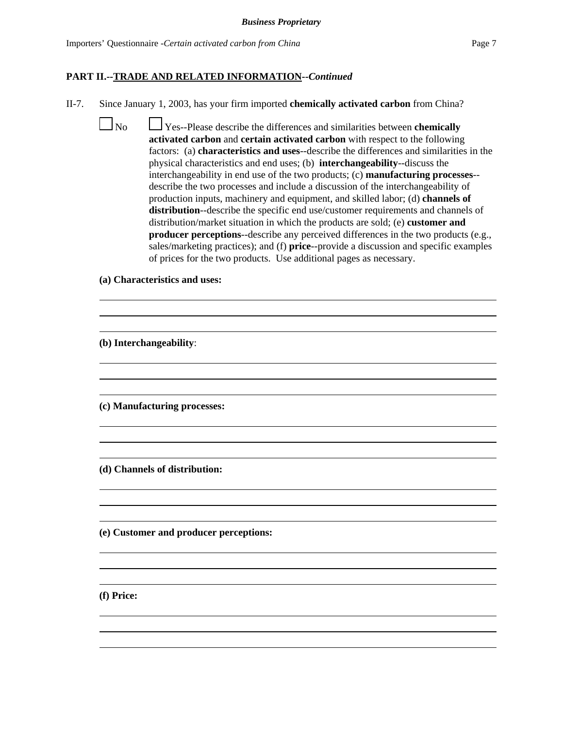**PART II.--TRADE AND RELATED INFORMATION--*Continued***

II-7. Since January 1, 2003, has your firm imported **chemically activated carbon** from China?

☐ No ☐ Yes--Please describe the differences and similarities between **chemically activated carbon** and **certain activated carbon** with respect to the following factors: (a) **characteristics and uses**--describe the differences and similarities in the physical characteristics and end uses; (b) **interchangeability**--discuss the interchangeability in end use of the two products; (c) **manufacturing processes**--describe the two processes and include a discussion of the interchangeability of production inputs, machinery and equipment, and skilled labor; (d) **channels of distribution**--describe the specific end use/customer requirements and channels of distribution/market situation in which the products are sold; (e) **customer and producer perceptions**--describe any perceived differences in the two products (e.g., sales/marketing practices); and (f) **price**--provide a discussion and specific examples of prices for the two products. Use additional pages as necessary.

**(a) Characteristics and uses:**

**(b) Interchangeability**:

**(c) Manufacturing processes:**

**(d) Channels of distribution:**

**(e) Customer and producer perceptions:**

**(f) Price:**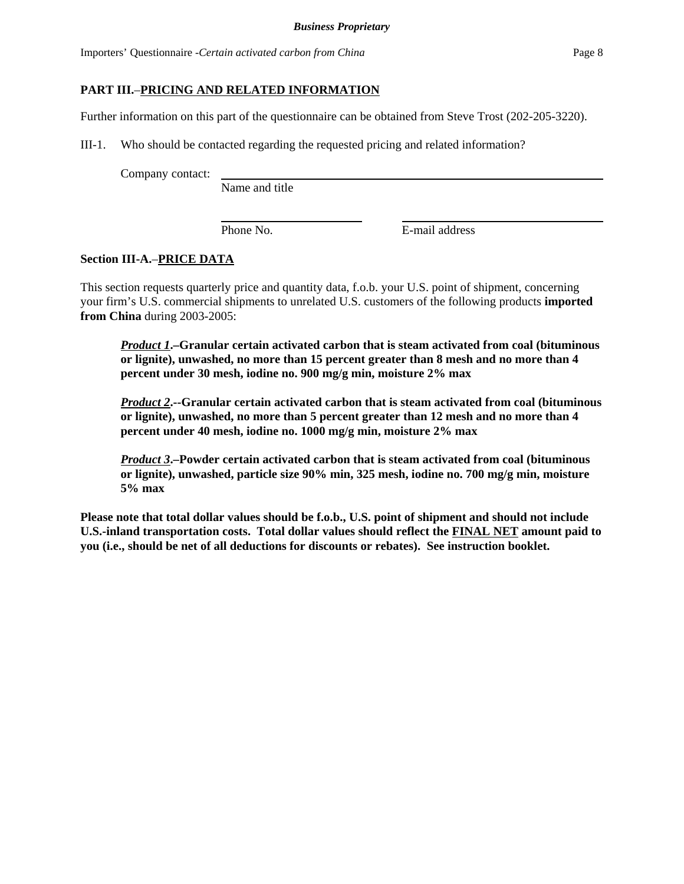## PART III.–PRICING AND RELATED INFORMATION

Further information on this part of the questionnaire can be obtained from Steve Trost (202-205-3220).

III-1. Who should be contacted regarding the requested pricing and related information?

Company contact: ______________________________________________
Name and title

______________________ ______________________
Phone No. E-mail address

### Section III-A.–PRICE DATA

This section requests quarterly price and quantity data, f.o.b. your U.S. point of shipment, concerning your firm's U.S. commercial shipments to unrelated U.S. customers of the following products **imported from China** during 2003-2005:

> ***Product 1*.–Granular certain activated carbon that is steam activated from coal (bituminous or lignite), unwashed, no more than 15 percent greater than 8 mesh and no more than 4 percent under 30 mesh, iodine no. 900 mg/g min, moisture 2% max**
>
> ***Product 2*.--Granular certain activated carbon that is steam activated from coal (bituminous or lignite), unwashed, no more than 5 percent greater than 12 mesh and no more than 4 percent under 40 mesh, iodine no. 1000 mg/g min, moisture 2% max**
>
> ***Product 3*.–Powder certain activated carbon that is steam activated from coal (bituminous or lignite), unwashed, particle size 90% min, 325 mesh, iodine no. 700 mg/g min, moisture 5% max**

**Please note that total dollar values should be f.o.b., U.S. point of shipment and should not include U.S.-inland transportation costs. Total dollar values should reflect the FINAL NET amount paid to you (i.e., should be net of all deductions for discounts or rebates). See instruction booklet.**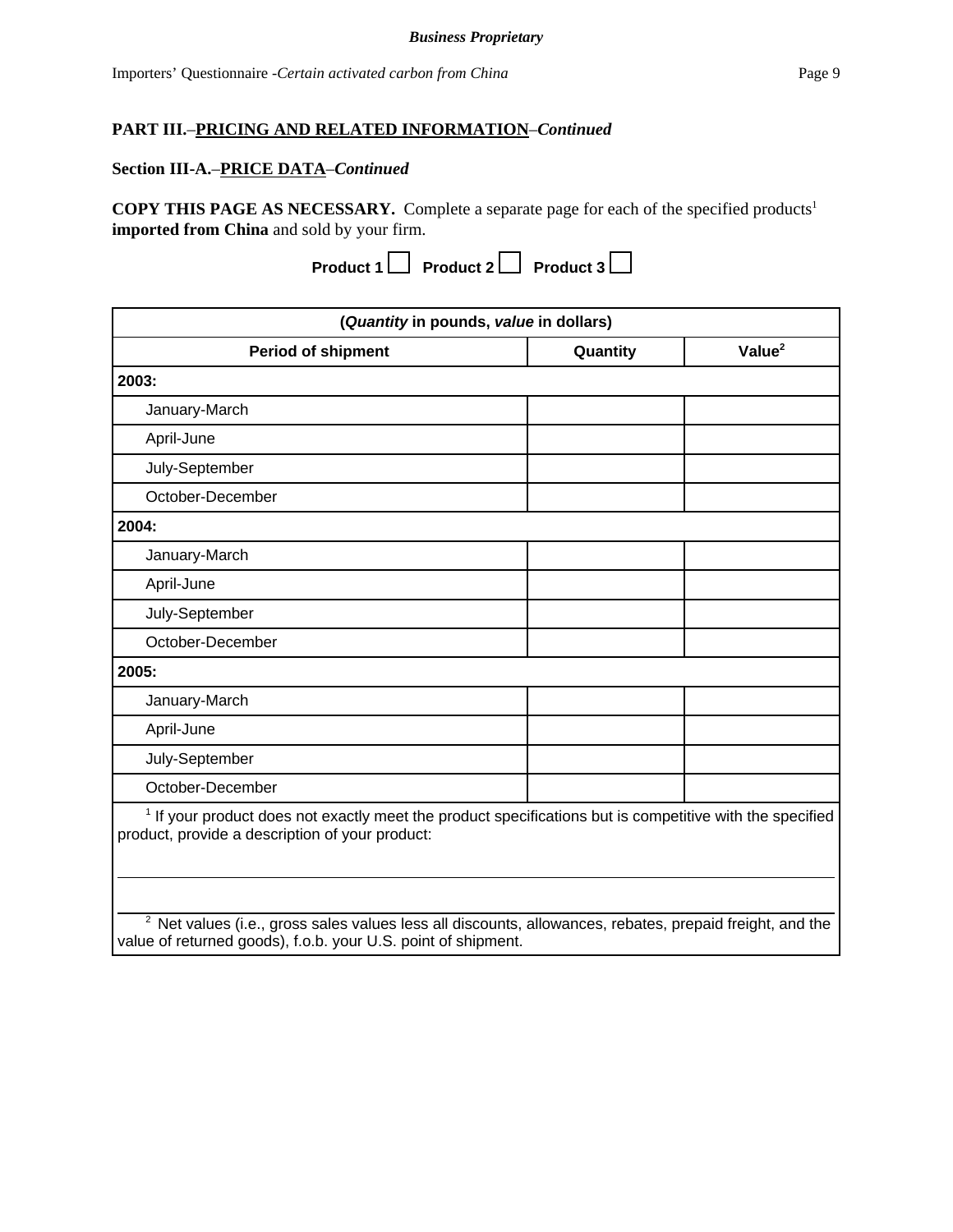**Business Proprietary**

## PART III.–PRICING AND RELATED INFORMATION–*Continued*

### Section III-A.–PRICE DATA–*Continued*

**COPY THIS PAGE AS NECESSARY.** Complete a separate page for each of the specified products[1] **imported from China** and sold by your firm.

**Product 1** ☐ **Product 2** ☐ **Product 3** ☐

| (*Quantity* in pounds, *value* in dollars) | | |
|---|---|---|
| **Period of shipment** | **Quantity** | **Value[2]** |
| **2003:** | | |
| January-March | | |
| April-June | | |
| July-September | | |
| October-December | | |
| **2004:** | | |
| January-March | | |
| April-June | | |
| July-September | | |
| October-December | | |
| **2005:** | | |
| January-March | | |
| April-June | | |
| July-September | | |
| October-December | | |

[1] If your product does not exactly meet the product specifications but is competitive with the specified product, provide a description of your product:

___

___

[2] Net values (i.e., gross sales values less all discounts, allowances, rebates, prepaid freight, and the value of returned goods), f.o.b. your U.S. point of shipment.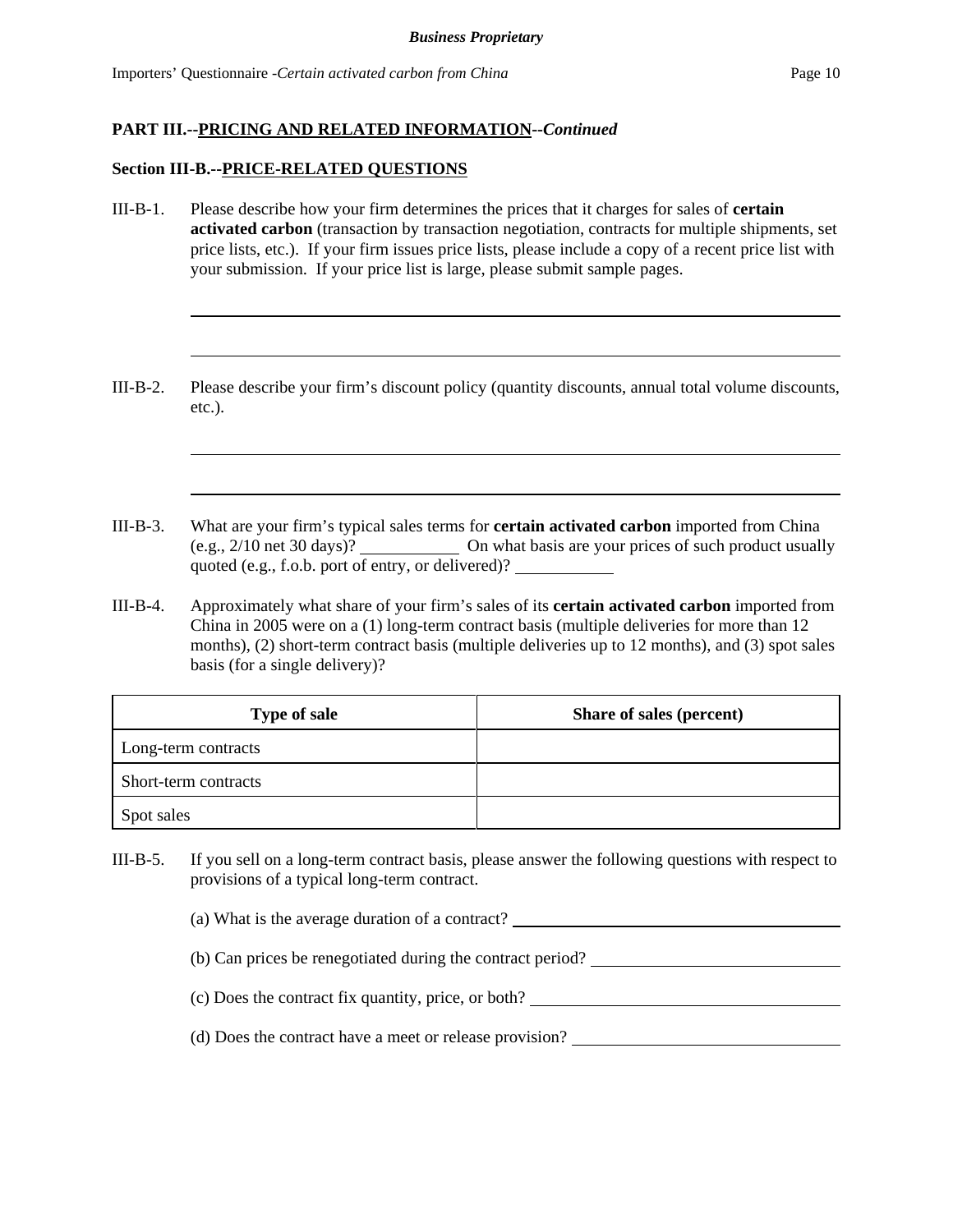**PART III.--PRICING AND RELATED INFORMATION--*Continued***

**Section III-B.--PRICE-RELATED QUESTIONS**

III-B-1. Please describe how your firm determines the prices that it charges for sales of **certain activated carbon** (transaction by transaction negotiation, contracts for multiple shipments, set price lists, etc.). If your firm issues price lists, please include a copy of a recent price list with your submission. If your price list is large, please submit sample pages.

______________________________________________________________________

______________________________________________________________________

III-B-2. Please describe your firm's discount policy (quantity discounts, annual total volume discounts, etc.).

______________________________________________________________________

______________________________________________________________________

III-B-3. What are your firm's typical sales terms for **certain activated carbon** imported from China (e.g., 2/10 net 30 days)? ___________ On what basis are your prices of such product usually quoted (e.g., f.o.b. port of entry, or delivered)? ___________

III-B-4. Approximately what share of your firm's sales of its **certain activated carbon** imported from China in 2005 were on a (1) long-term contract basis (multiple deliveries for more than 12 months), (2) short-term contract basis (multiple deliveries up to 12 months), and (3) spot sales basis (for a single delivery)?

| Type of sale | Share of sales (percent) |
|---|---|
| Long-term contracts | |
| Short-term contracts | |
| Spot sales | |

III-B-5. If you sell on a long-term contract basis, please answer the following questions with respect to provisions of a typical long-term contract.

(a) What is the average duration of a contract? ___________

(b) Can prices be renegotiated during the contract period? ___________

(c) Does the contract fix quantity, price, or both? ___________

(d) Does the contract have a meet or release provision? ___________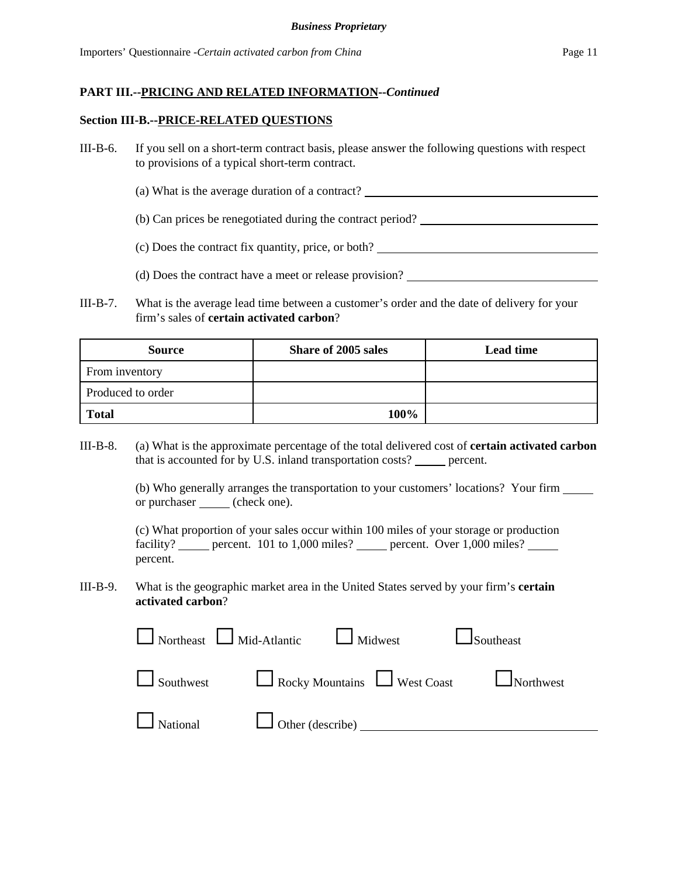**PART III.--PRICING AND RELATED INFORMATION--*Continued***

**Section III-B.--PRICE-RELATED QUESTIONS**

III-B-6. If you sell on a short-term contract basis, please answer the following questions with respect to provisions of a typical short-term contract.

(a) What is the average duration of a contract? ______________________

(b) Can prices be renegotiated during the contract period? ______________________

(c) Does the contract fix quantity, price, or both? ______________________

(d) Does the contract have a meet or release provision? ______________________

III-B-7. What is the average lead time between a customer's order and the date of delivery for your firm's sales of **certain activated carbon**?

| Source | Share of 2005 sales | Lead time |
|---|---|---|
| From inventory | | |
| Produced to order | | |
| **Total** | **100%** | |

III-B-8. (a) What is the approximate percentage of the total delivered cost of **certain activated carbon** that is accounted for by U.S. inland transportation costs? _____ percent.

(b) Who generally arranges the transportation to your customers' locations? Your firm _____ or purchaser _____ (check one).

(c) What proportion of your sales occur within 100 miles of your storage or production facility? _____ percent. 101 to 1,000 miles? _____ percent. Over 1,000 miles? _____ percent.

III-B-9. What is the geographic market area in the United States served by your firm's **certain activated carbon**?

☐ Northeast ☐ Mid-Atlantic ☐ Midwest ☐ Southeast

☐ Southwest ☐ Rocky Mountains ☐ West Coast ☐ Northwest

☐ National ☐ Other (describe) ______________________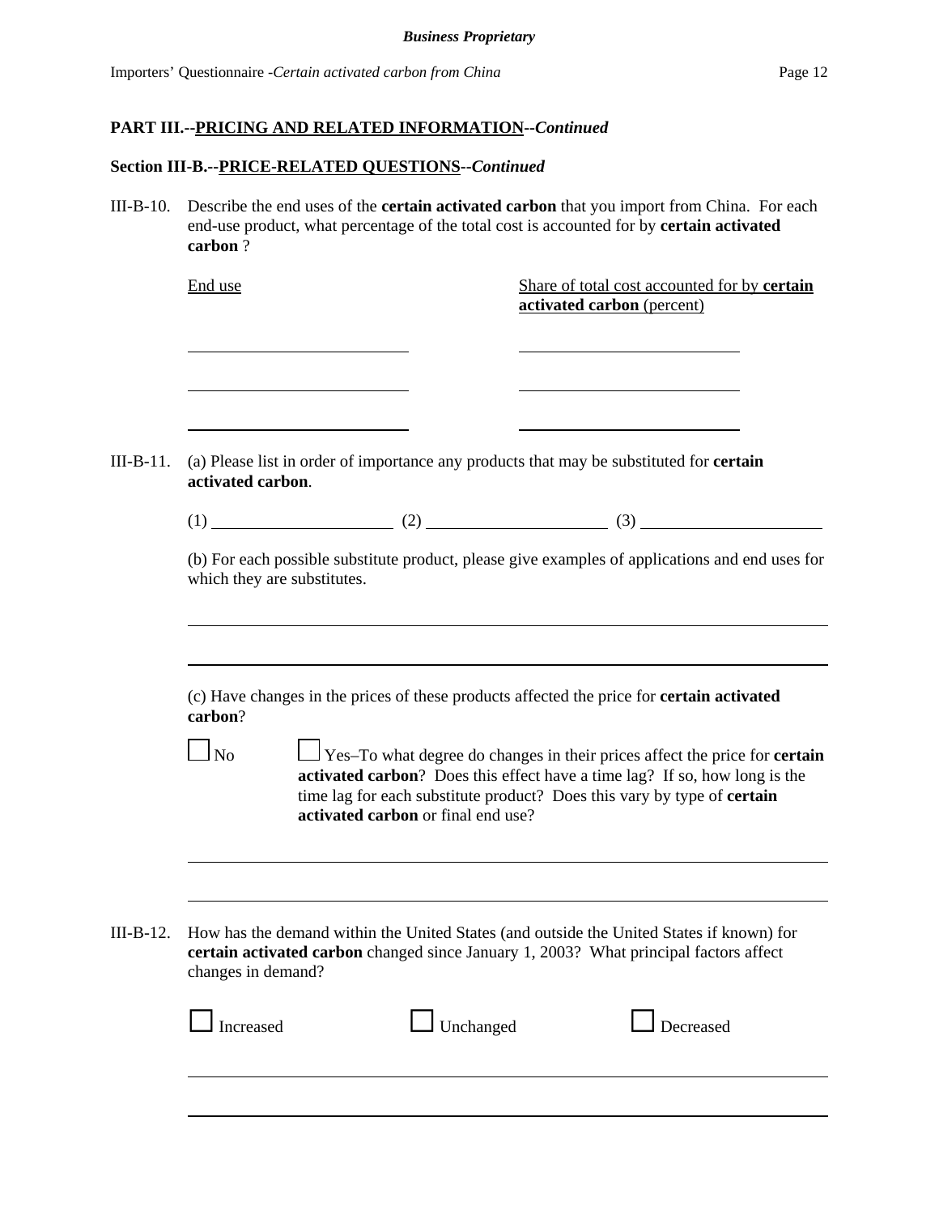**PART III.--PRICING AND RELATED INFORMATION--*Continued***

**Section III-B.--PRICE-RELATED QUESTIONS--*Continued***

III-B-10. Describe the end uses of the **certain activated carbon** that you import from China. For each end-use product, what percentage of the total cost is accounted for by **certain activated carbon** ?

| End use | Share of total cost accounted for by **certain activated carbon** (percent) |
| --- | --- |
| | |
| | |
| | |

III-B-11. (a) Please list in order of importance any products that may be substituted for **certain activated carbon**.

(1) ____________________ (2) ____________________ (3) ____________________

(b) For each possible substitute product, please give examples of applications and end uses for which they are substitutes.

______________________________________________________________________

______________________________________________________________________

(c) Have changes in the prices of these products affected the price for **certain activated carbon**?

☐ No ☐ Yes–To what degree do changes in their prices affect the price for **certain activated carbon**? Does this effect have a time lag? If so, how long is the time lag for each substitute product? Does this vary by type of **certain activated carbon** or final end use?

______________________________________________________________________

______________________________________________________________________

III-B-12. How has the demand within the United States (and outside the United States if known) for **certain activated carbon** changed since January 1, 2003? What principal factors affect changes in demand?

☐ Increased ☐ Unchanged ☐ Decreased

______________________________________________________________________

______________________________________________________________________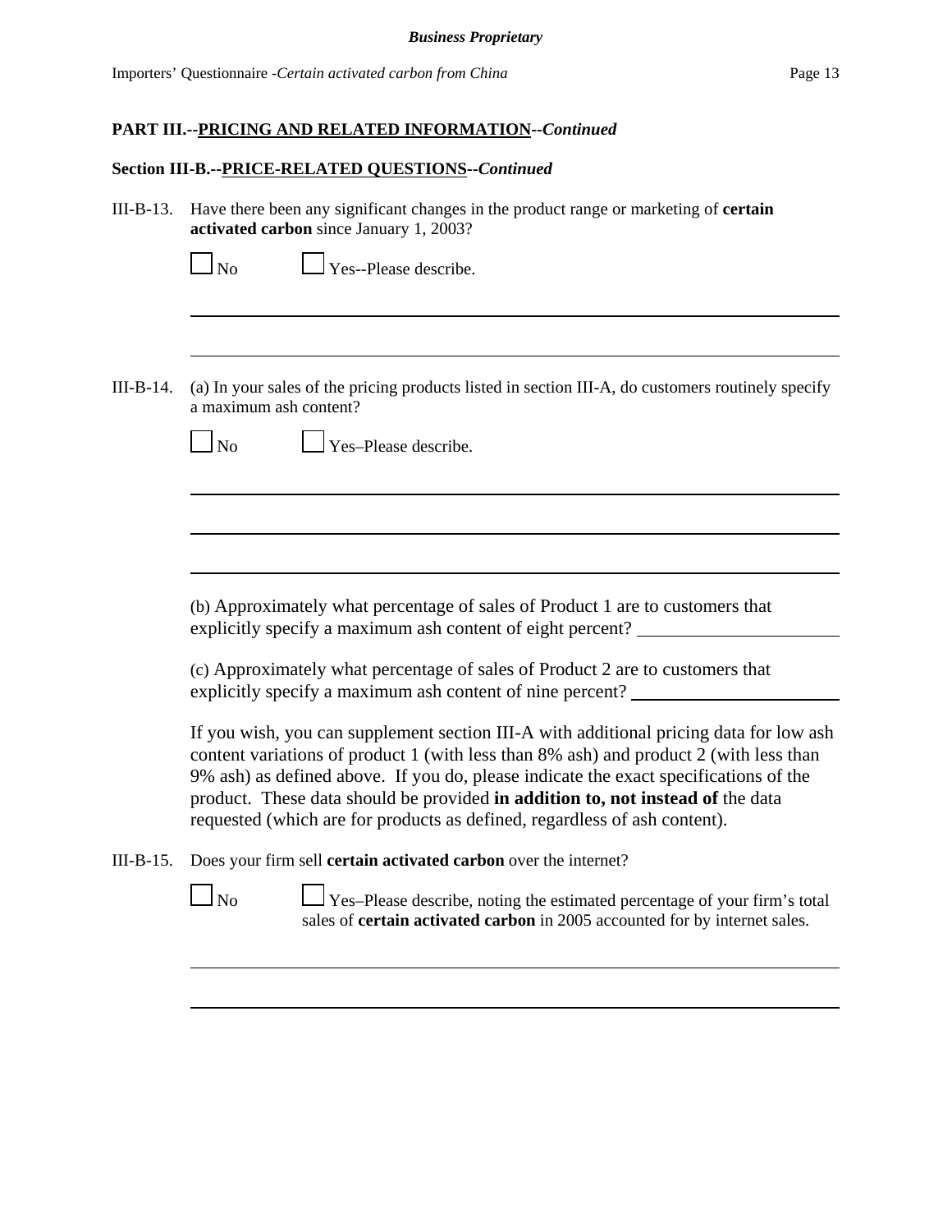**PART III.--PRICING AND RELATED INFORMATION--*Continued***

**Section III-B.--PRICE-RELATED QUESTIONS--*Continued***

III-B-13. Have there been any significant changes in the product range or marketing of **certain activated carbon** since January 1, 2003?

☐ No ☐ Yes--Please describe.

______________________________________________________________________

______________________________________________________________________

III-B-14. (a) In your sales of the pricing products listed in section III-A, do customers routinely specify a maximum ash content?

☐ No ☐ Yes–Please describe.

______________________________________________________________________

______________________________________________________________________

______________________________________________________________________

(b) Approximately what percentage of sales of Product 1 are to customers that explicitly specify a maximum ash content of eight percent? ____________________

(c) Approximately what percentage of sales of Product 2 are to customers that explicitly specify a maximum ash content of nine percent? ____________________

If you wish, you can supplement section III-A with additional pricing data for low ash content variations of product 1 (with less than 8% ash) and product 2 (with less than 9% ash) as defined above. If you do, please indicate the exact specifications of the product. These data should be provided **in addition to, not instead of** the data requested (which are for products as defined, regardless of ash content).

III-B-15. Does your firm sell **certain activated carbon** over the internet?

☐ No ☐ Yes–Please describe, noting the estimated percentage of your firm's total sales of **certain activated carbon** in 2005 accounted for by internet sales.

______________________________________________________________________

______________________________________________________________________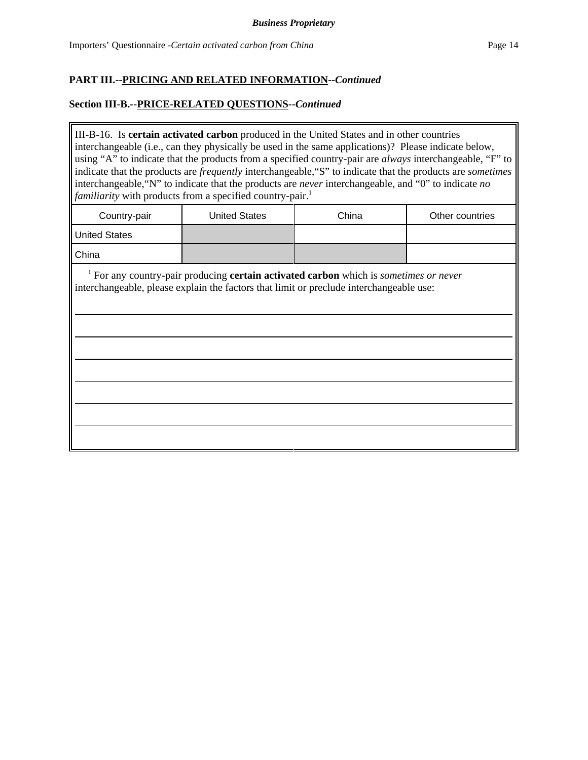**PART III.--PRICING AND RELATED INFORMATION--*Continued***

**Section III-B.--PRICE-RELATED QUESTIONS--*Continued***

III-B-16. Is **certain activated carbon** produced in the United States and in other countries interchangeable (i.e., can they physically be used in the same applications)? Please indicate below, using "A" to indicate that the products from a specified country-pair are *always* interchangeable, "F" to indicate that the products are *frequently* interchangeable,"S" to indicate that the products are *sometimes* interchangeable,"N" to indicate that the products are *never* interchangeable, and "0" to indicate *no familiarity* with products from a specified country-pair.[1]

| Country-pair | United States | China | Other countries |
|---|---|---|---|
| United States | | | |
| China | | | |

[1] For any country-pair producing **certain activated carbon** which is *sometimes or never* interchangeable, please explain the factors that limit or preclude interchangeable use:

______________________________________________________________________

______________________________________________________________________

______________________________________________________________________

______________________________________________________________________

______________________________________________________________________

______________________________________________________________________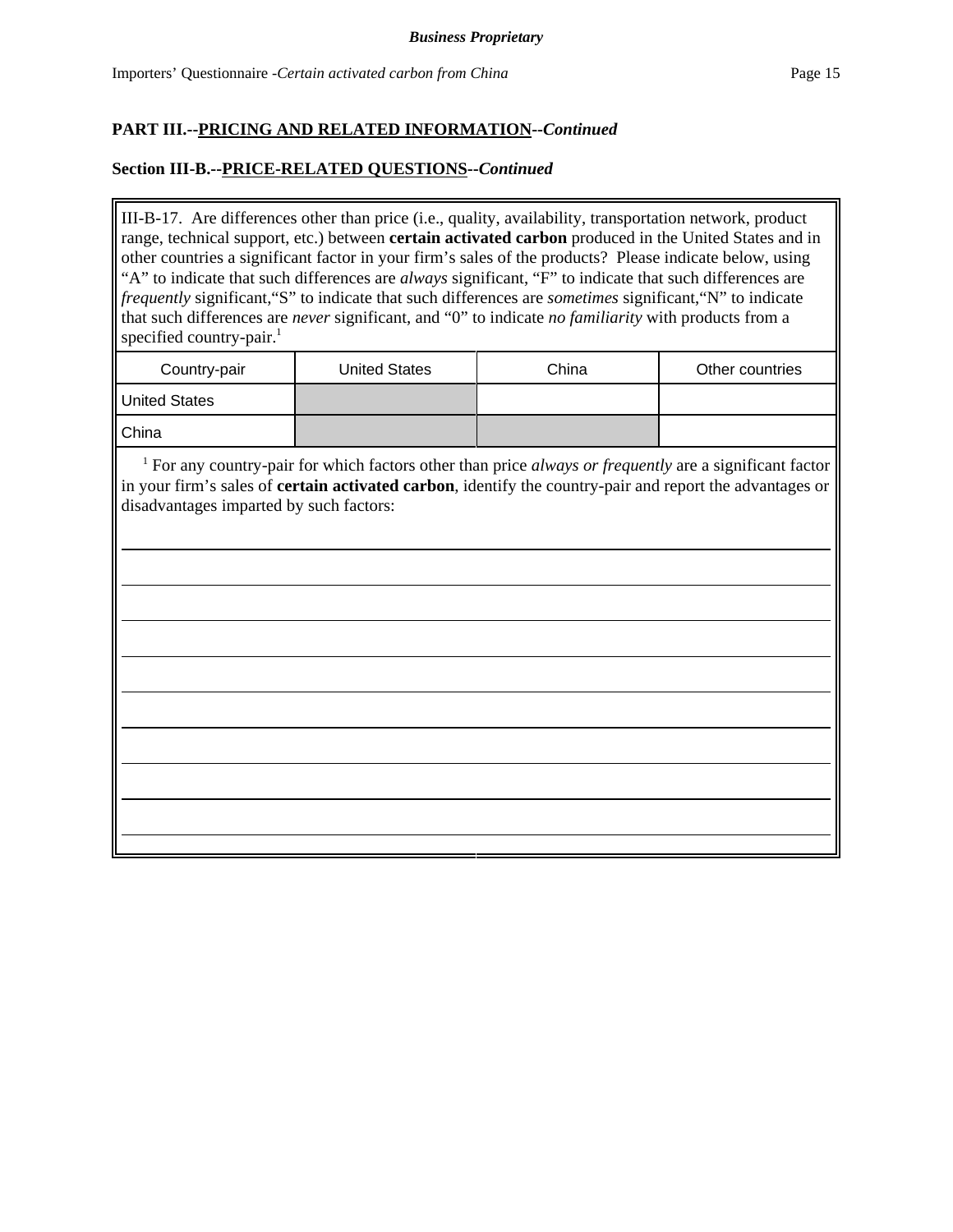**PART III.--PRICING AND RELATED INFORMATION--*Continued***

**Section III-B.--PRICE-RELATED QUESTIONS--*Continued***

III-B-17. Are differences other than price (i.e., quality, availability, transportation network, product range, technical support, etc.) between **certain activated carbon** produced in the United States and in other countries a significant factor in your firm's sales of the products? Please indicate below, using "A" to indicate that such differences are *always* significant, "F" to indicate that such differences are *frequently* significant, "S" to indicate that such differences are *sometimes* significant, "N" to indicate that such differences are *never* significant, and "0" to indicate *no familiarity* with products from a specified country-pair.[1]

| Country-pair | United States | China | Other countries |
|---|---|---|---|
| United States | | | |
| China | | | |

[1] For any country-pair for which factors other than price *always or frequently* are a significant factor in your firm's sales of **certain activated carbon**, identify the country-pair and report the advantages or disadvantages imparted by such factors: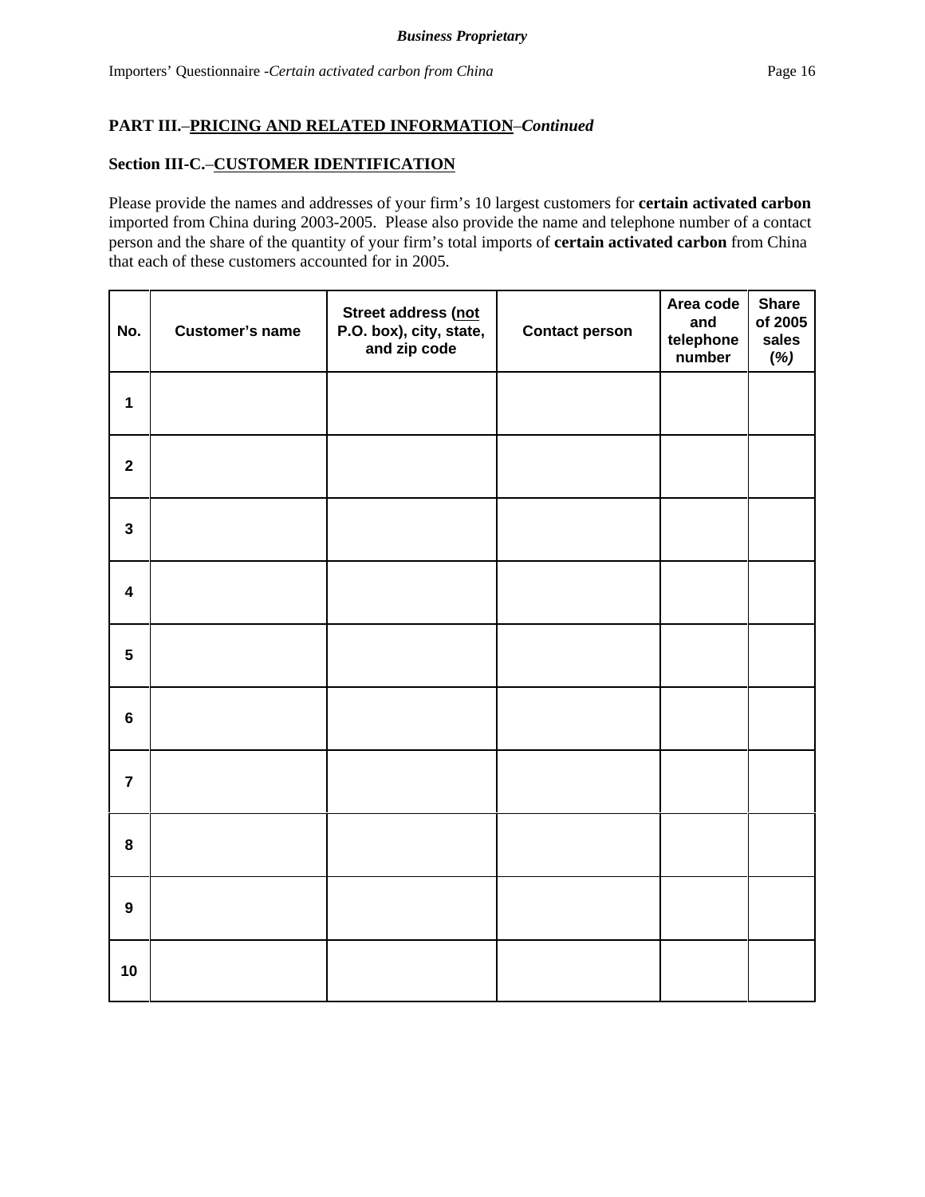**PART III.–PRICING AND RELATED INFORMATION–*Continued***

**Section III-C.–CUSTOMER IDENTIFICATION**

Please provide the names and addresses of your firm's 10 largest customers for **certain activated carbon** imported from China during 2003-2005. Please also provide the name and telephone number of a contact person and the share of the quantity of your firm's total imports of **certain activated carbon** from China that each of these customers accounted for in 2005.

| No. | Customer's name | Street address (not P.O. box), city, state, and zip code | Contact person | Area code and telephone number | Share of 2005 sales *(%)* |
|---|---|---|---|---|---|
| 1 | | | | | |
| 2 | | | | | |
| 3 | | | | | |
| 4 | | | | | |
| 5 | | | | | |
| 6 | | | | | |
| 7 | | | | | |
| 8 | | | | | |
| 9 | | | | | |
| 10 | | | | | |